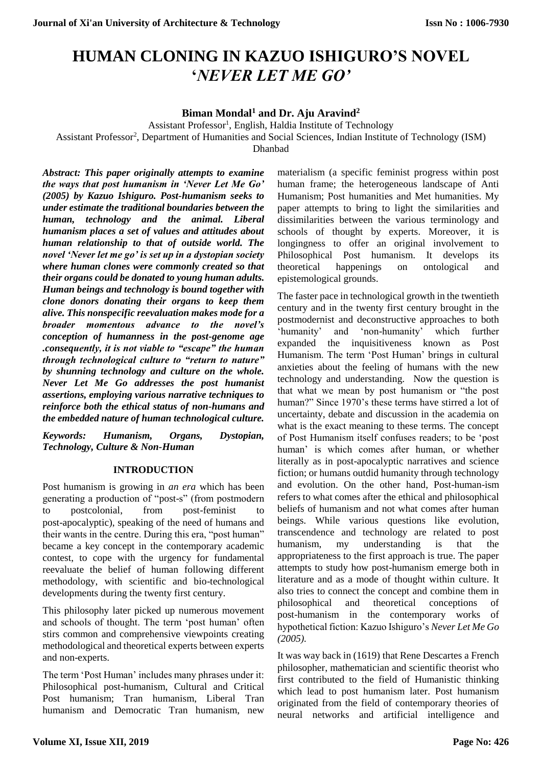# HUMAN CLONING IN KAZUO ISHIGURO'S NOVEL '*NEVER LET ME GO*'

**Biman Mondal[1] and Dr. Aju Aravind[2]**

Assistant Professor[1], English, Haldia Institute of Technology
Assistant Professor[2], Department of Humanities and Social Sciences, Indian Institute of Technology (ISM) Dhanbad

***Abstract: This paper originally attempts to examine the ways that post humanism in 'Never Let Me Go' (2005) by Kazuo Ishiguro. Post-humanism seeks to under estimate the traditional boundaries between the human, technology and the animal. Liberal humanism places a set of values and attitudes about human relationship to that of outside world. The novel 'Never let me go' is set up in a dystopian society where human clones were commonly created so that their organs could be donated to young human adults. Human beings and technology is bound together with clone donors donating their organs to keep them alive. This nonspecific reevaluation makes mode for a broader momentous advance to the novel's conception of humanness in the post-genome age .consequently, it is not viable to "escape" the human through technological culture to "return to nature" by shunning technology and culture on the whole. Never Let Me Go addresses the post humanist assertions, employing various narrative techniques to reinforce both the ethical status of non-humans and the embedded nature of human technological culture.***

***Keywords: Humanism, Organs, Dystopian, Technology, Culture & Non-Human***

## INTRODUCTION

Post humanism is growing in *an era* which has been generating a production of "post-s" (from postmodern to postcolonial, from post-feminist to post-apocalyptic), speaking of the need of humans and their wants in the centre. During this era, "post human" became a key concept in the contemporary academic contest, to cope with the urgency for fundamental reevaluate the belief of human following different methodology, with scientific and bio-technological developments during the twenty first century.

This philosophy later picked up numerous movement and schools of thought. The term 'post human' often stirs common and comprehensive viewpoints creating methodological and theoretical experts between experts and non-experts.

The term 'Post Human' includes many phrases under it: Philosophical post-humanism, Cultural and Critical Post humanism; Tran humanism, Liberal Tran humanism and Democratic Tran humanism, new materialism (a specific feminist progress within post human frame; the heterogeneous landscape of Anti Humanism; Post humanities and Met humanities. My paper attempts to bring to light the similarities and dissimilarities between the various terminology and schools of thought by experts. Moreover, it is longingness to offer an original involvement to Philosophical Post humanism. It develops its theoretical happenings on ontological and epistemological grounds.

The faster pace in technological growth in the twentieth century and in the twenty first century brought in the postmodernist and deconstructive approaches to both 'humanity' and 'non-humanity' which further expanded the inquisitiveness known as Post Humanism. The term 'Post Human' brings in cultural anxieties about the feeling of humans with the new technology and understanding. Now the question is that what we mean by post humanism or "the post human?" Since 1970's these terms have stirred a lot of uncertainty, debate and discussion in the academia on what is the exact meaning to these terms. The concept of Post Humanism itself confuses readers; to be 'post human' is which comes after human, or whether literally as in post-apocalyptic narratives and science fiction; or humans outdid humanity through technology and evolution. On the other hand, Post-human-ism refers to what comes after the ethical and philosophical beliefs of humanism and not what comes after human beings. While various questions like evolution, transcendence and technology are related to post humanism, my understanding is that the appropriateness to the first approach is true. The paper attempts to study how post-humanism emerge both in literature and as a mode of thought within culture. It also tries to connect the concept and combine them in philosophical and theoretical conceptions of post-humanism in the contemporary works of hypothetical fiction: Kazuo Ishiguro's *Never Let Me Go (2005).*

It was way back in (1619) that Rene Descartes a French philosopher, mathematician and scientific theorist who first contributed to the field of Humanistic thinking which lead to post humanism later. Post humanism originated from the field of contemporary theories of neural networks and artificial intelligence and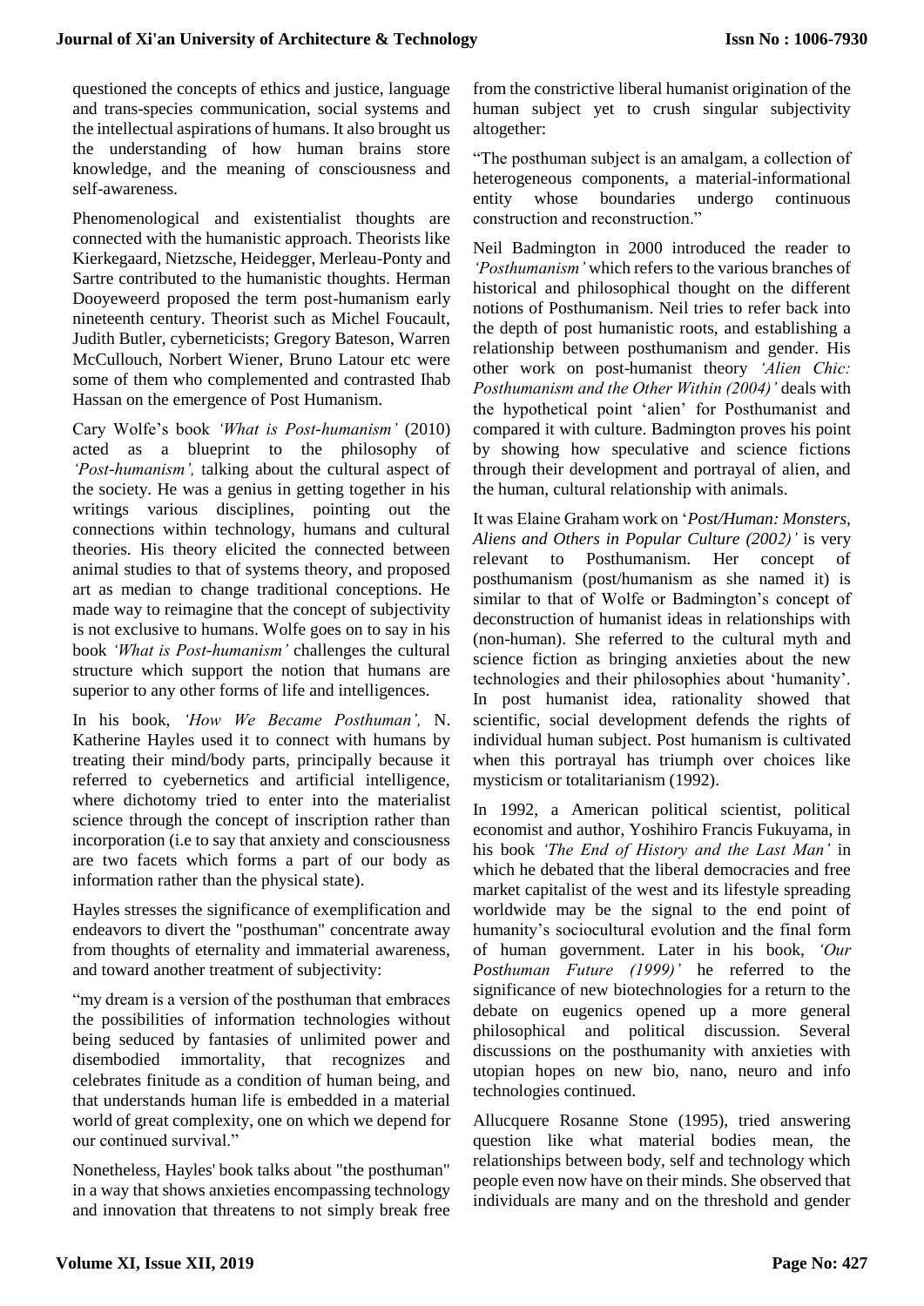questioned the concepts of ethics and justice, language and trans-species communication, social systems and the intellectual aspirations of humans. It also brought us the understanding of how human brains store knowledge, and the meaning of consciousness and self-awareness.

Phenomenological and existentialist thoughts are connected with the humanistic approach. Theorists like Kierkegaard, Nietzsche, Heidegger, Merleau-Ponty and Sartre contributed to the humanistic thoughts. Herman Dooyeweerd proposed the term post-humanism early nineteenth century. Theorist such as Michel Foucault, Judith Butler, cyberneticists; Gregory Bateson, Warren McCullouch, Norbert Wiener, Bruno Latour etc were some of them who complemented and contrasted Ihab Hassan on the emergence of Post Humanism.

Cary Wolfe's book *'What is Post-humanism'* (2010) acted as a blueprint to the philosophy of *'Post-humanism',* talking about the cultural aspect of the society. He was a genius in getting together in his writings various disciplines, pointing out the connections within technology, humans and cultural theories. His theory elicited the connected between animal studies to that of systems theory, and proposed art as median to change traditional conceptions. He made way to reimagine that the concept of subjectivity is not exclusive to humans. Wolfe goes on to say in his book *'What is Post-humanism'* challenges the cultural structure which support the notion that humans are superior to any other forms of life and intelligences.

In his book, *'How We Became Posthuman',* N. Katherine Hayles used it to connect with humans by treating their mind/body parts, principally because it referred to cyebernetics and artificial intelligence, where dichotomy tried to enter into the materialist science through the concept of inscription rather than incorporation (i.e to say that anxiety and consciousness are two facets which forms a part of our body as information rather than the physical state).

Hayles stresses the significance of exemplification and endeavors to divert the "posthuman" concentrate away from thoughts of eternality and immaterial awareness, and toward another treatment of subjectivity:

"my dream is a version of the posthuman that embraces the possibilities of information technologies without being seduced by fantasies of unlimited power and disembodied immortality, that recognizes and celebrates finitude as a condition of human being, and that understands human life is embedded in a material world of great complexity, one on which we depend for our continued survival."

Nonetheless, Hayles' book talks about "the posthuman" in a way that shows anxieties encompassing technology and innovation that threatens to not simply break free from the constrictive liberal humanist origination of the human subject yet to crush singular subjectivity altogether:

"The posthuman subject is an amalgam, a collection of heterogeneous components, a material-informational entity whose boundaries undergo continuous construction and reconstruction."

Neil Badmington in 2000 introduced the reader to *'Posthumanism'* which refers to the various branches of historical and philosophical thought on the different notions of Posthumanism. Neil tries to refer back into the depth of post humanistic roots, and establishing a relationship between posthumanism and gender. His other work on post-humanist theory *'Alien Chic: Posthumanism and the Other Within (2004)'* deals with the hypothetical point 'alien' for Posthumanist and compared it with culture. Badmington proves his point by showing how speculative and science fictions through their development and portrayal of alien, and the human, cultural relationship with animals.

It was Elaine Graham work on '*Post/Human: Monsters, Aliens and Others in Popular Culture (2002)'* is very relevant to Posthumanism. Her concept of posthumanism (post/humanism as she named it) is similar to that of Wolfe or Badmington's concept of deconstruction of humanist ideas in relationships with (non-human). She referred to the cultural myth and science fiction as bringing anxieties about the new technologies and their philosophies about 'humanity'. In post humanist idea, rationality showed that scientific, social development defends the rights of individual human subject. Post humanism is cultivated when this portrayal has triumph over choices like mysticism or totalitarianism (1992).

In 1992, a American political scientist, political economist and author, Yoshihiro Francis Fukuyama, in his book *'The End of History and the Last Man'* in which he debated that the liberal democracies and free market capitalist of the west and its lifestyle spreading worldwide may be the signal to the end point of humanity's sociocultural evolution and the final form of human government. Later in his book, *'Our Posthuman Future (1999)'* he referred to the significance of new biotechnologies for a return to the debate on eugenics opened up a more general philosophical and political discussion. Several discussions on the posthumanity with anxieties with utopian hopes on new bio, nano, neuro and info technologies continued.

Allucquere Rosanne Stone (1995), tried answering question like what material bodies mean, the relationships between body, self and technology which people even now have on their minds. She observed that individuals are many and on the threshold and gender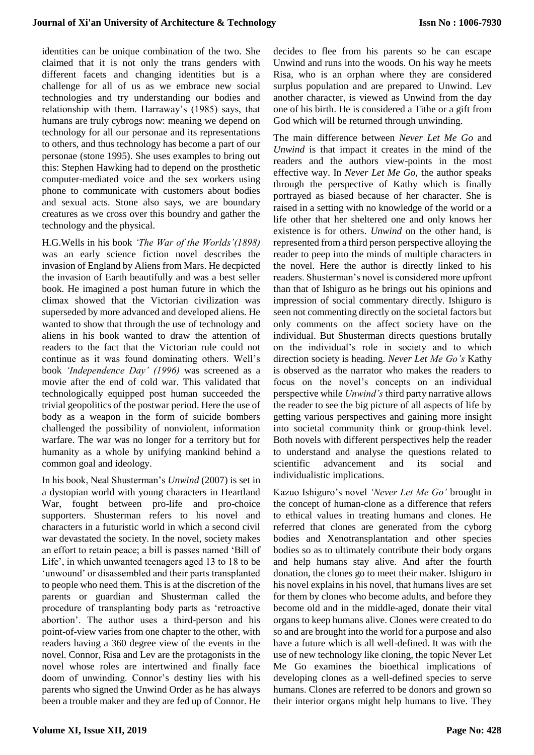identities can be unique combination of the two. She claimed that it is not only the trans genders with different facets and changing identities but is a challenge for all of us as we embrace new social technologies and try understanding our bodies and relationship with them. Harraway's (1985) says, that humans are truly cybrogs now: meaning we depend on technology for all our personae and its representations to others, and thus technology has become a part of our personae (stone 1995). She uses examples to bring out this: Stephen Hawking had to depend on the prosthetic computer-mediated voice and the sex workers using phone to communicate with customers about bodies and sexual acts. Stone also says, we are boundary creatures as we cross over this boundry and gather the technology and the physical.

H.G.Wells in his book *'The War of the Worlds'(1898)* was an early science fiction novel describes the invasion of England by Aliens from Mars. He decpicted the invasion of Earth beautifully and was a best seller book. He imagined a post human future in which the climax showed that the Victorian civilization was superseded by more advanced and developed aliens. He wanted to show that through the use of technology and aliens in his book wanted to draw the attention of readers to the fact that the Victorian rule could not continue as it was found dominating others. Well's book *'Independence Day' (1996)* was screened as a movie after the end of cold war. This validated that technologically equipped post human succeeded the trivial geopolitics of the postwar period. Here the use of body as a weapon in the form of suicide bombers challenged the possibility of nonviolent, information warfare. The war was no longer for a territory but for humanity as a whole by unifying mankind behind a common goal and ideology.

In his book, Neal Shusterman's *Unwind* (2007) is set in a dystopian world with young characters in Heartland War, fought between pro-life and pro-choice supporters. Shusterman refers to his novel and characters in a futuristic world in which a second civil war devastated the society. In the novel, society makes an effort to retain peace; a bill is passes named 'Bill of Life', in which unwanted teenagers aged 13 to 18 to be 'unwound' or disassembled and their parts transplanted to people who need them. This is at the discretion of the parents or guardian and Shusterman called the procedure of transplanting body parts as 'retroactive abortion'. The author uses a third-person and his point-of-view varies from one chapter to the other, with readers having a 360 degree view of the events in the novel. Connor, Risa and Lev are the protagonists in the novel whose roles are intertwined and finally face doom of unwinding. Connor's destiny lies with his parents who signed the Unwind Order as he has always been a trouble maker and they are fed up of Connor. He decides to flee from his parents so he can escape Unwind and runs into the woods. On his way he meets Risa, who is an orphan where they are considered surplus population and are prepared to Unwind. Lev another character, is viewed as Unwind from the day one of his birth. He is considered a Tithe or a gift from God which will be returned through unwinding.

The main difference between *Never Let Me Go* and *Unwind* is that impact it creates in the mind of the readers and the authors view-points in the most effective way. In *Never Let Me Go*, the author speaks through the perspective of Kathy which is finally portrayed as biased because of her character. She is raised in a setting with no knowledge of the world or a life other that her sheltered one and only knows her existence is for others. *Unwind* on the other hand, is represented from a third person perspective alloying the reader to peep into the minds of multiple characters in the novel. Here the author is directly linked to his readers. Shusterman's novel is considered more upfront than that of Ishiguro as he brings out his opinions and impression of social commentary directly. Ishiguro is seen not commenting directly on the societal factors but only comments on the affect society have on the individual. But Shusterman directs questions brutally on the individual's role in society and to which direction society is heading. *Never Let Me Go's* Kathy is observed as the narrator who makes the readers to focus on the novel's concepts on an individual perspective while *Unwind's* third party narrative allows the reader to see the big picture of all aspects of life by getting various perspectives and gaining more insight into societal community think or group-think level. Both novels with different perspectives help the reader to understand and analyse the questions related to scientific advancement and its social and individualistic implications.

Kazuo Ishiguro's novel *'Never Let Me Go'* brought in the concept of human-clone as a difference that refers to ethical values in treating humans and clones. He referred that clones are generated from the cyborg bodies and Xenotransplantation and other species bodies so as to ultimately contribute their body organs and help humans stay alive. And after the fourth donation, the clones go to meet their maker. Ishiguro in his novel explains in his novel, that humans lives are set for them by clones who become adults, and before they become old and in the middle-aged, donate their vital organs to keep humans alive. Clones were created to do so and are brought into the world for a purpose and also have a future which is all well-defined. It was with the use of new technology like cloning, the topic Never Let Me Go examines the bioethical implications of developing clones as a well-defined species to serve humans. Clones are referred to be donors and grown so their interior organs might help humans to live. They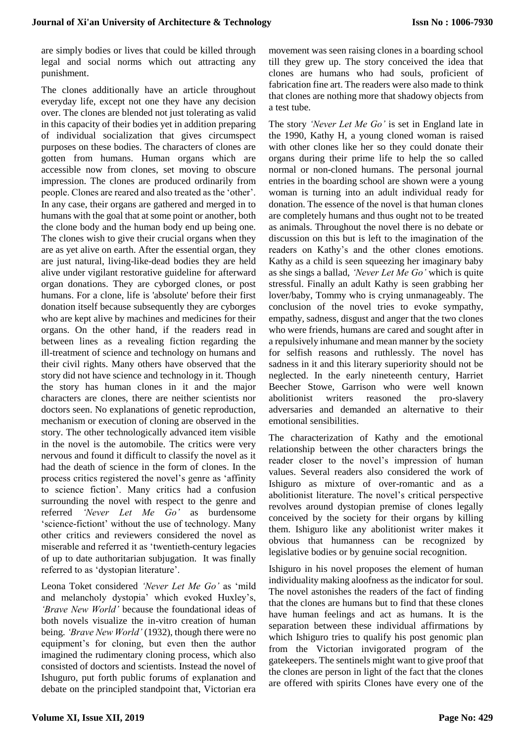are simply bodies or lives that could be killed through legal and social norms which out attracting any punishment.

The clones additionally have an article throughout everyday life, except not one they have any decision over. The clones are blended not just tolerating as valid in this capacity of their bodies yet in addition preparing of individual socialization that gives circumspect purposes on these bodies. The characters of clones are gotten from humans. Human organs which are accessible now from clones, set moving to obscure impression. The clones are produced ordinarily from people. Clones are reared and also treated as the 'other'. In any case, their organs are gathered and merged in to humans with the goal that at some point or another, both the clone body and the human body end up being one. The clones wish to give their crucial organs when they are as yet alive on earth. After the essential organ, they are just natural, living-like-dead bodies they are held alive under vigilant restorative guideline for afterward organ donations. They are cyborged clones, or post humans. For a clone, life is 'absolute' before their first donation itself because subsequently they are cyborges who are kept alive by machines and medicines for their organs. On the other hand, if the readers read in between lines as a revealing fiction regarding the ill-treatment of science and technology on humans and their civil rights. Many others have observed that the story did not have science and technology in it. Though the story has human clones in it and the major characters are clones, there are neither scientists nor doctors seen. No explanations of genetic reproduction, mechanism or execution of cloning are observed in the story. The other technologically advanced item visible in the novel is the automobile. The critics were very nervous and found it difficult to classify the novel as it had the death of science in the form of clones. In the process critics registered the novel's genre as 'affinity to science fiction'. Many critics had a confusion surrounding the novel with respect to the genre and referred *'Never Let Me Go'* as burdensome 'science-fictiont' without the use of technology. Many other critics and reviewers considered the novel as miserable and referred it as 'twentieth-century legacies of up to date authoritarian subjugation. It was finally referred to as 'dystopian literature'.

Leona Toket considered *'Never Let Me Go'* as 'mild and melancholy dystopia' which evoked Huxley's, *'Brave New World'* because the foundational ideas of both novels visualize the in-vitro creation of human being. *'Brave New World'* (1932), though there were no equipment's for cloning, but even then the author imagined the rudimentary cloning process, which also consisted of doctors and scientists. Instead the novel of Ishuguro, put forth public forums of explanation and debate on the principled standpoint that, Victorian era movement was seen raising clones in a boarding school till they grew up. The story conceived the idea that clones are humans who had souls, proficient of fabrication fine art. The readers were also made to think that clones are nothing more that shadowy objects from a test tube.

The story *'Never Let Me Go'* is set in England late in the 1990, Kathy H, a young cloned woman is raised with other clones like her so they could donate their organs during their prime life to help the so called normal or non-cloned humans. The personal journal entries in the boarding school are shown were a young woman is turning into an adult individual ready for donation. The essence of the novel is that human clones are completely humans and thus ought not to be treated as animals. Throughout the novel there is no debate or discussion on this but is left to the imagination of the readers on Kathy's and the other clones emotions. Kathy as a child is seen squeezing her imaginary baby as she sings a ballad, *'Never Let Me Go'* which is quite stressful. Finally an adult Kathy is seen grabbing her lover/baby, Tommy who is crying unmanageably. The conclusion of the novel tries to evoke sympathy, empathy, sadness, disgust and anger that the two clones who were friends, humans are cared and sought after in a repulsively inhumane and mean manner by the society for selfish reasons and ruthlessly. The novel has sadness in it and this literary superiority should not be neglected. In the early nineteenth century, Harriet Beecher Stowe, Garrison who were well known abolitionist writers reasoned the pro-slavery adversaries and demanded an alternative to their emotional sensibilities.

The characterization of Kathy and the emotional relationship between the other characters brings the reader closer to the novel's impression of human values. Several readers also considered the work of Ishiguro as mixture of over-romantic and as a abolitionist literature. The novel's critical perspective revolves around dystopian premise of clones legally conceived by the society for their organs by killing them. Ishiguro like any abolitionist writer makes it obvious that humanness can be recognized by legislative bodies or by genuine social recognition.

Ishiguro in his novel proposes the element of human individuality making aloofness as the indicator for soul. The novel astonishes the readers of the fact of finding that the clones are humans but to find that these clones have human feelings and act as humans. It is the separation between these individual affirmations by which Ishiguro tries to qualify his post genomic plan from the Victorian invigorated program of the gatekeepers. The sentinels might want to give proof that the clones are person in light of the fact that the clones are offered with spirits Clones have every one of the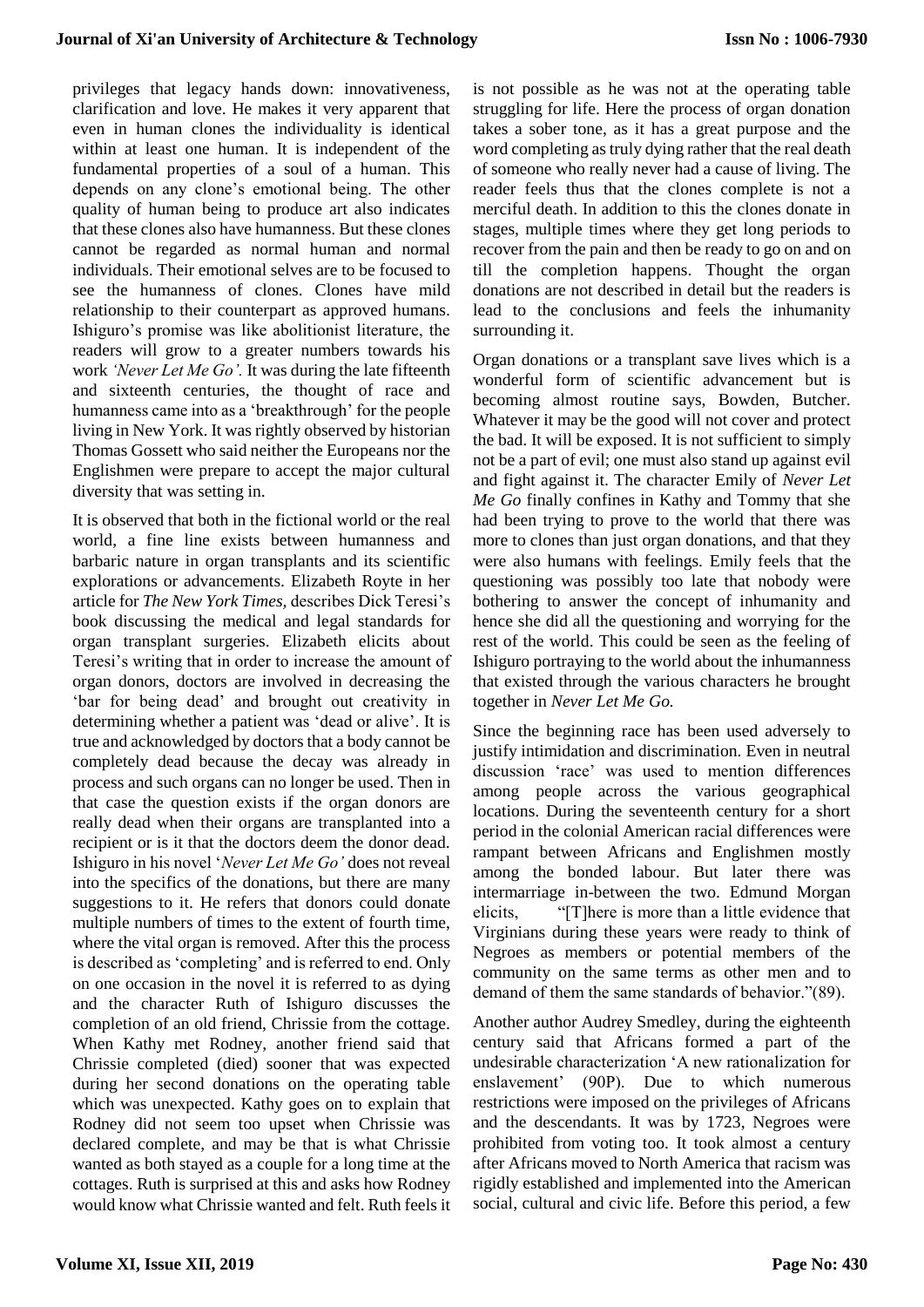privileges that legacy hands down: innovativeness, clarification and love. He makes it very apparent that even in human clones the individuality is identical within at least one human. It is independent of the fundamental properties of a soul of a human. This depends on any clone's emotional being. The other quality of human being to produce art also indicates that these clones also have humanness. But these clones cannot be regarded as normal human and normal individuals. Their emotional selves are to be focused to see the humanness of clones. Clones have mild relationship to their counterpart as approved humans. Ishiguro's promise was like abolitionist literature, the readers will grow to a greater numbers towards his work *'Never Let Me Go'.* It was during the late fifteenth and sixteenth centuries, the thought of race and humanness came into as a 'breakthrough' for the people living in New York. It was rightly observed by historian Thomas Gossett who said neither the Europeans nor the Englishmen were prepare to accept the major cultural diversity that was setting in.

It is observed that both in the fictional world or the real world, a fine line exists between humanness and barbaric nature in organ transplants and its scientific explorations or advancements. Elizabeth Royte in her article for *The New York Times,* describes Dick Teresi's book discussing the medical and legal standards for organ transplant surgeries. Elizabeth elicits about Teresi's writing that in order to increase the amount of organ donors, doctors are involved in decreasing the 'bar for being dead' and brought out creativity in determining whether a patient was 'dead or alive'. It is true and acknowledged by doctors that a body cannot be completely dead because the decay was already in process and such organs can no longer be used. Then in that case the question exists if the organ donors are really dead when their organs are transplanted into a recipient or is it that the doctors deem the donor dead. Ishiguro in his novel '*Never Let Me Go'* does not reveal into the specifics of the donations, but there are many suggestions to it. He refers that donors could donate multiple numbers of times to the extent of fourth time, where the vital organ is removed. After this the process is described as 'completing' and is referred to end. Only on one occasion in the novel it is referred to as dying and the character Ruth of Ishiguro discusses the completion of an old friend, Chrissie from the cottage. When Kathy met Rodney, another friend said that Chrissie completed (died) sooner that was expected during her second donations on the operating table which was unexpected. Kathy goes on to explain that Rodney did not seem too upset when Chrissie was declared complete, and may be that is what Chrissie wanted as both stayed as a couple for a long time at the cottages. Ruth is surprised at this and asks how Rodney would know what Chrissie wanted and felt. Ruth feels it is not possible as he was not at the operating table struggling for life. Here the process of organ donation takes a sober tone, as it has a great purpose and the word completing as truly dying rather that the real death of someone who really never had a cause of living. The reader feels thus that the clones complete is not a merciful death. In addition to this the clones donate in stages, multiple times where they get long periods to recover from the pain and then be ready to go on and on till the completion happens. Thought the organ donations are not described in detail but the readers is lead to the conclusions and feels the inhumanity surrounding it.

Organ donations or a transplant save lives which is a wonderful form of scientific advancement but is becoming almost routine says, Bowden, Butcher. Whatever it may be the good will not cover and protect the bad. It will be exposed. It is not sufficient to simply not be a part of evil; one must also stand up against evil and fight against it. The character Emily of *Never Let Me Go* finally confines in Kathy and Tommy that she had been trying to prove to the world that there was more to clones than just organ donations, and that they were also humans with feelings. Emily feels that the questioning was possibly too late that nobody were bothering to answer the concept of inhumanity and hence she did all the questioning and worrying for the rest of the world. This could be seen as the feeling of Ishiguro portraying to the world about the inhumanness that existed through the various characters he brought together in *Never Let Me Go.*

Since the beginning race has been used adversely to justify intimidation and discrimination. Even in neutral discussion 'race' was used to mention differences among people across the various geographical locations. During the seventeenth century for a short period in the colonial American racial differences were rampant between Africans and Englishmen mostly among the bonded labour. But later there was intermarriage in-between the two. Edmund Morgan elicits, "[T]here is more than a little evidence that Virginians during these years were ready to think of Negroes as members or potential members of the community on the same terms as other men and to demand of them the same standards of behavior."(89).

Another author Audrey Smedley, during the eighteenth century said that Africans formed a part of the undesirable characterization 'A new rationalization for enslavement' (90P). Due to which numerous restrictions were imposed on the privileges of Africans and the descendants. It was by 1723, Negroes were prohibited from voting too. It took almost a century after Africans moved to North America that racism was rigidly established and implemented into the American social, cultural and civic life. Before this period, a few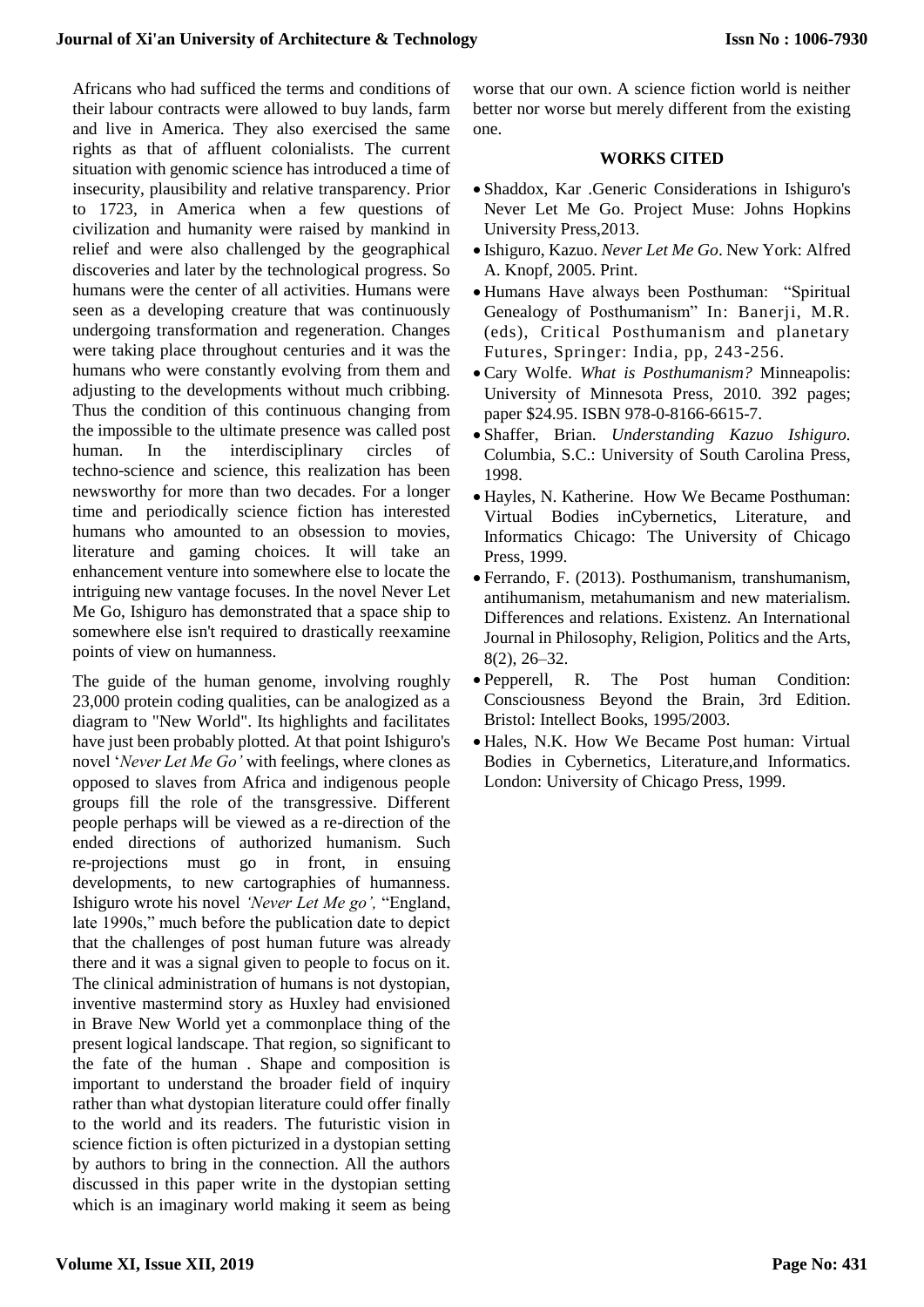Africans who had sufficed the terms and conditions of their labour contracts were allowed to buy lands, farm and live in America. They also exercised the same rights as that of affluent colonialists. The current situation with genomic science has introduced a time of insecurity, plausibility and relative transparency. Prior to 1723, in America when a few questions of civilization and humanity were raised by mankind in relief and were also challenged by the geographical discoveries and later by the technological progress. So humans were the center of all activities. Humans were seen as a developing creature that was continuously undergoing transformation and regeneration. Changes were taking place throughout centuries and it was the humans who were constantly evolving from them and adjusting to the developments without much cribbing. Thus the condition of this continuous changing from the impossible to the ultimate presence was called post human. In the interdisciplinary circles of techno-science and science, this realization has been newsworthy for more than two decades. For a longer time and periodically science fiction has interested humans who amounted to an obsession to movies, literature and gaming choices. It will take an enhancement venture into somewhere else to locate the intriguing new vantage focuses. In the novel Never Let Me Go, Ishiguro has demonstrated that a space ship to somewhere else isn't required to drastically reexamine points of view on humanness.

The guide of the human genome, involving roughly 23,000 protein coding qualities, can be analogized as a diagram to "New World". Its highlights and facilitates have just been probably plotted. At that point Ishiguro's novel '*Never Let Me Go'* with feelings, where clones as opposed to slaves from Africa and indigenous people groups fill the role of the transgressive. Different people perhaps will be viewed as a re-direction of the ended directions of authorized humanism. Such re-projections must go in front, in ensuing developments, to new cartographies of humanness. Ishiguro wrote his novel *'Never Let Me go',* "England, late 1990s," much before the publication date to depict that the challenges of post human future was already there and it was a signal given to people to focus on it. The clinical administration of humans is not dystopian, inventive mastermind story as Huxley had envisioned in Brave New World yet a commonplace thing of the present logical landscape. That region, so significant to the fate of the human . Shape and composition is important to understand the broader field of inquiry rather than what dystopian literature could offer finally to the world and its readers. The futuristic vision in science fiction is often picturized in a dystopian setting by authors to bring in the connection. All the authors discussed in this paper write in the dystopian setting which is an imaginary world making it seem as being worse that our own. A science fiction world is neither better nor worse but merely different from the existing one.

## WORKS CITED

- Shaddox, Kar .Generic Considerations in Ishiguro's Never Let Me Go. Project Muse: Johns Hopkins University Press,2013.
- Ishiguro, Kazuo. *Never Let Me Go*. New York: Alfred A. Knopf, 2005. Print.
- Humans Have always been Posthuman: "Spiritual Genealogy of Posthumanism" In: Banerji, M.R. (eds), Critical Posthumanism and planetary Futures, Springer: India, pp, 243-256.
- Cary Wolfe. *What is Posthumanism?* Minneapolis: University of Minnesota Press, 2010. 392 pages; paper $24.95. ISBN 978-0-8166-6615-7.
- Shaffer, Brian. *Understanding Kazuo Ishiguro.* Columbia, S.C.: University of South Carolina Press, 1998.
- Hayles, N. Katherine. How We Became Posthuman: Virtual Bodies inCybernetics, Literature, and Informatics Chicago: The University of Chicago Press, 1999.
- Ferrando, F. (2013). Posthumanism, transhumanism, antihumanism, metahumanism and new materialism. Differences and relations. Existenz. An International Journal in Philosophy, Religion, Politics and the Arts, 8(2), 26–32.
- Pepperell, R. The Post human Condition: Consciousness Beyond the Brain, 3rd Edition. Bristol: Intellect Books, 1995/2003.
- Hales, N.K. How We Became Post human: Virtual Bodies in Cybernetics, Literature,and Informatics. London: University of Chicago Press, 1999.